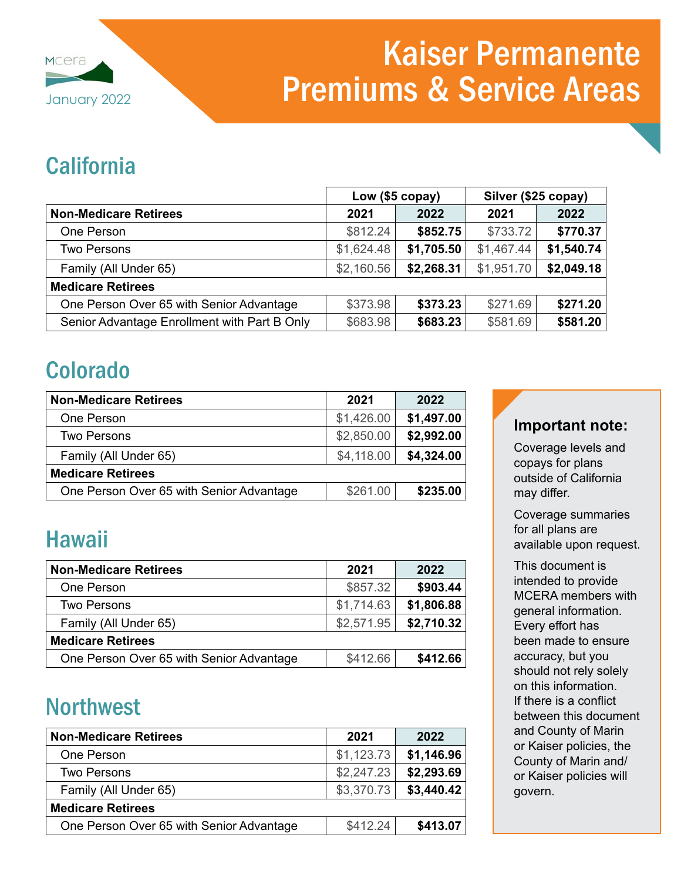MCERA

January 2022

# Kaiser Permanente Premiums & Service Areas

## California

| | Low ($5 copay) | | Silver ($25 copay) | |
|---|---|---|---|---|
| **Non-Medicare Retirees** | **2021** | **2022** | **2021** | **2022** |
| One Person | $812.24 | **$852.75** | $733.72 | **$770.37** |
| Two Persons | $1,624.48 | **$1,705.50** | $1,467.44 | **$1,540.74** |
| Family (All Under 65) | $2,160.56 | **$2,268.31** | $1,951.70 | **$2,049.18** |
| **Medicare Retirees** | | | | |
| One Person Over 65 with Senior Advantage | $373.98 | **$373.23** | $271.69 | **$271.20** |
| Senior Advantage Enrollment with Part B Only | $683.98 | **$683.23** | $581.69 | **$581.20** |

## Colorado

| **Non-Medicare Retirees** | **2021** | **2022** |
|---|---|---|
| One Person | $1,426.00 | **$1,497.00** |
| Two Persons | $2,850.00 | **$2,992.00** |
| Family (All Under 65) | $4,118.00 | **$4,324.00** |
| **Medicare Retirees** | | |
| One Person Over 65 with Senior Advantage | $261.00 | **$235.00** |

## Hawaii

| **Non-Medicare Retirees** | **2021** | **2022** |
|---|---|---|
| One Person | $857.32 | **$903.44** |
| Two Persons | $1,714.63 | **$1,806.88** |
| Family (All Under 65) | $2,571.95 | **$2,710.32** |
| **Medicare Retirees** | | |
| One Person Over 65 with Senior Advantage | $412.66 | **$412.66** |

## Northwest

| **Non-Medicare Retirees** | **2021** | **2022** |
|---|---|---|
| One Person | $1,123.73 | **$1,146.96** |
| Two Persons | $2,247.23 | **$2,293.69** |
| Family (All Under 65) | $3,370.73 | **$3,440.42** |
| **Medicare Retirees** | | |
| One Person Over 65 with Senior Advantage | $412.24 | **$413.07** |

### Important note:

Coverage levels and copays for plans outside of California may differ.

Coverage summaries for all plans are available upon request.

This document is intended to provide MCERA members with general information. Every effort has been made to ensure accuracy, but you should not rely solely on this information. If there is a conflict between this document and County of Marin or Kaiser policies, the County of Marin and/or Kaiser policies will govern.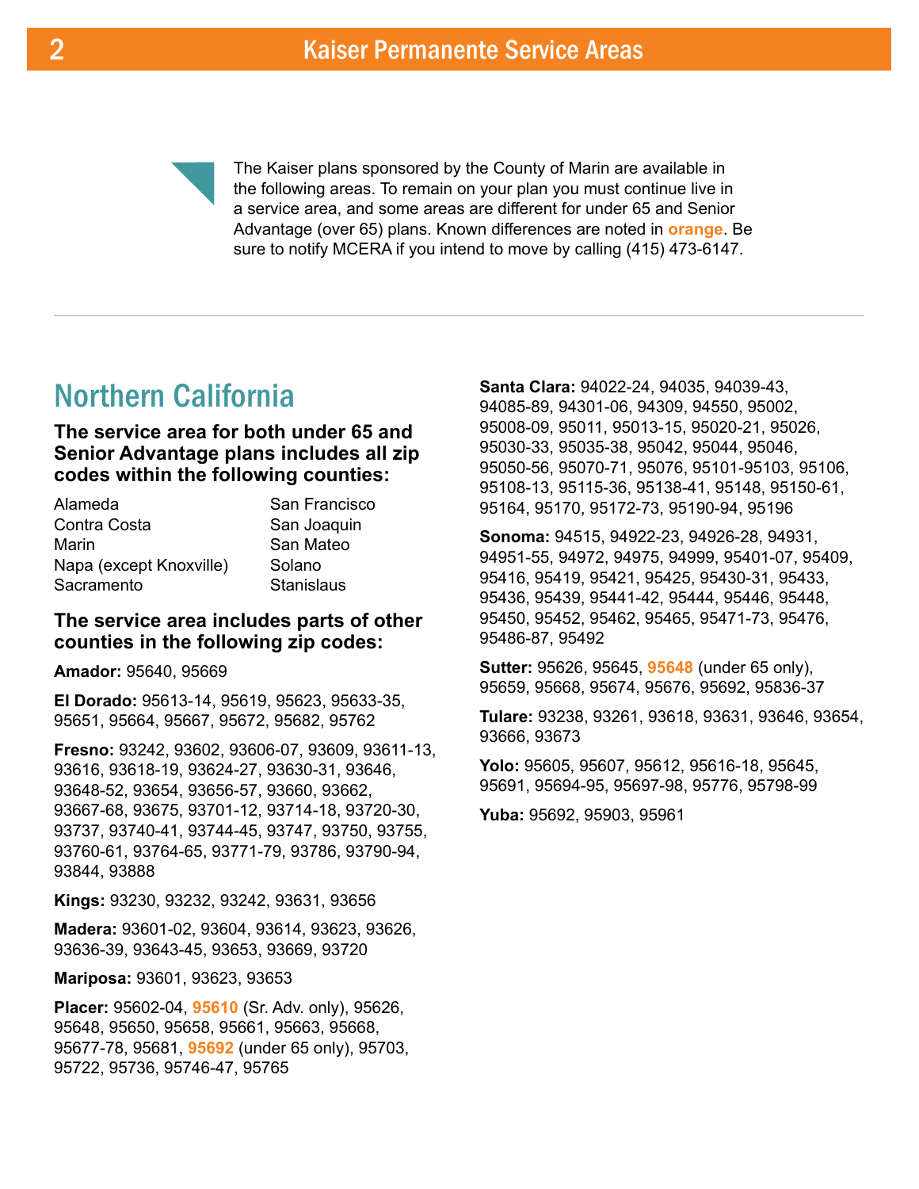# Kaiser Permanente Service Areas

The Kaiser plans sponsored by the County of Marin are available in the following areas. To remain on your plan you must continue live in a service area, and some areas are different for under 65 and Senior Advantage (over 65) plans. Known differences are noted in **orange**. Be sure to notify MCERA if you intend to move by calling (415) 473-6147.

---

## Northern California

### The service area for both under 65 and Senior Advantage plans includes all zip codes within the following counties:

- Alameda
- Contra Costa
- Marin
- Napa (except Knoxville)
- Sacramento
- San Francisco
- San Joaquin
- San Mateo
- Solano
- Stanislaus

### The service area includes parts of other counties in the following zip codes:

**Amador:** 95640, 95669

**El Dorado:** 95613-14, 95619, 95623, 95633-35, 95651, 95664, 95667, 95672, 95682, 95762

**Fresno:** 93242, 93602, 93606-07, 93609, 93611-13, 93616, 93618-19, 93624-27, 93630-31, 93646, 93648-52, 93654, 93656-57, 93660, 93662, 93667-68, 93675, 93701-12, 93714-18, 93720-30, 93737, 93740-41, 93744-45, 93747, 93750, 93755, 93760-61, 93764-65, 93771-79, 93786, 93790-94, 93844, 93888

**Kings:** 93230, 93232, 93242, 93631, 93656

**Madera:** 93601-02, 93604, 93614, 93623, 93626, 93636-39, 93643-45, 93653, 93669, 93720

**Mariposa:** 93601, 93623, 93653

**Placer:** 95602-04, **95610** (Sr. Adv. only), 95626, 95648, 95650, 95658, 95661, 95663, 95668, 95677-78, 95681, **95692** (under 65 only), 95703, 95722, 95736, 95746-47, 95765

**Santa Clara:** 94022-24, 94035, 94039-43, 94085-89, 94301-06, 94309, 94550, 95002, 95008-09, 95011, 95013-15, 95020-21, 95026, 95030-33, 95035-38, 95042, 95044, 95046, 95050-56, 95070-71, 95076, 95101-95103, 95106, 95108-13, 95115-36, 95138-41, 95148, 95150-61, 95164, 95170, 95172-73, 95190-94, 95196

**Sonoma:** 94515, 94922-23, 94926-28, 94931, 94951-55, 94972, 94975, 94999, 95401-07, 95409, 95416, 95419, 95421, 95425, 95430-31, 95433, 95436, 95439, 95441-42, 95444, 95446, 95448, 95450, 95452, 95462, 95465, 95471-73, 95476, 95486-87, 95492

**Sutter:** 95626, 95645, **95648** (under 65 only), 95659, 95668, 95674, 95676, 95692, 95836-37

**Tulare:** 93238, 93261, 93618, 93631, 93646, 93654, 93666, 93673

**Yolo:** 95605, 95607, 95612, 95616-18, 95645, 95691, 95694-95, 95697-98, 95776, 95798-99

**Yuba:** 95692, 95903, 95961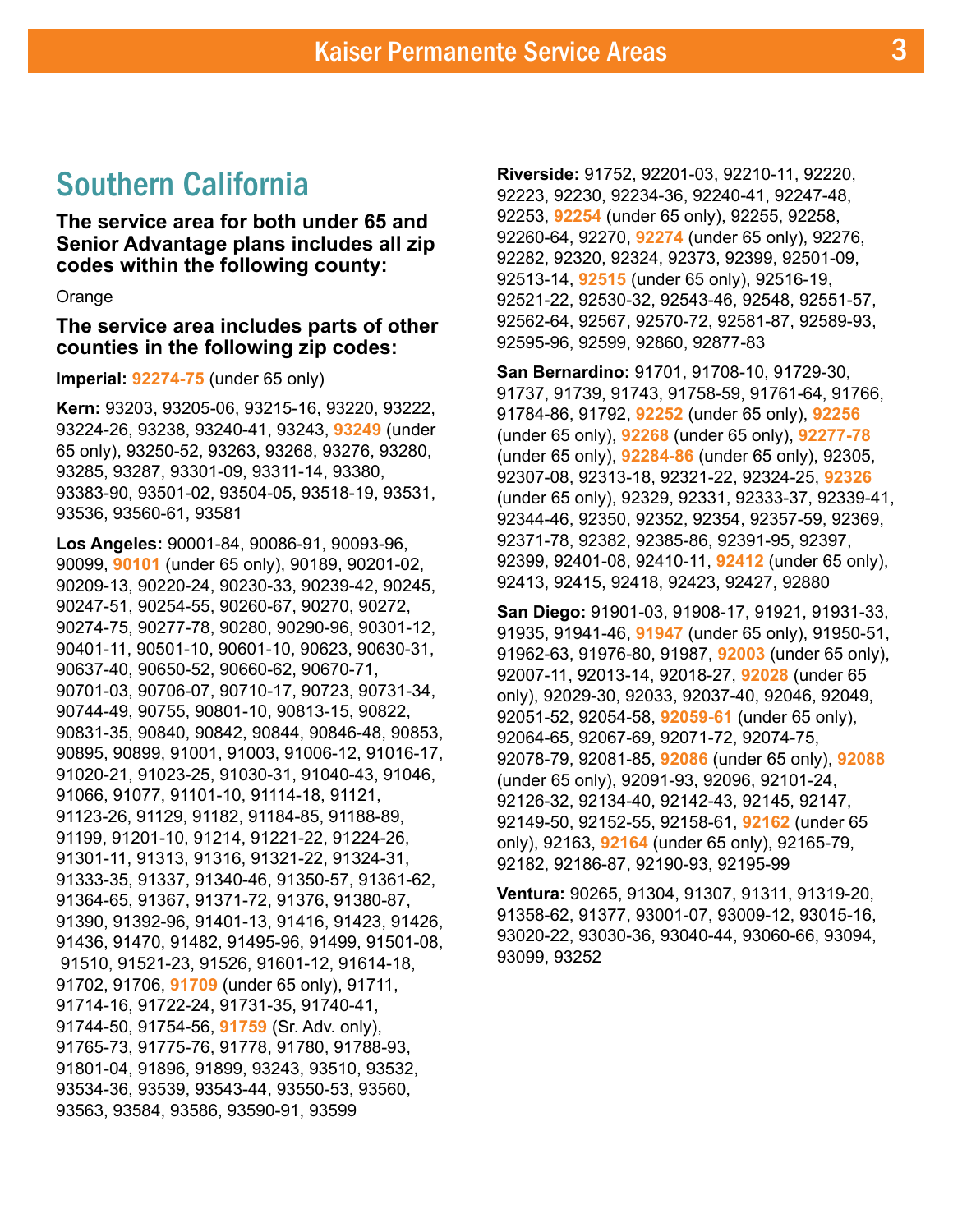## Southern California

**The service area for both under 65 and Senior Advantage plans includes all zip codes within the following county:**

Orange

**The service area includes parts of other counties in the following zip codes:**

**Imperial:** **92274-75** (under 65 only)

**Kern:** 93203, 93205-06, 93215-16, 93220, 93222, 93224-26, 93238, 93240-41, 93243, **93249** (under 65 only), 93250-52, 93263, 93268, 93276, 93280, 93285, 93287, 93301-09, 93311-14, 93380, 93383-90, 93501-02, 93504-05, 93518-19, 93531, 93536, 93560-61, 93581

**Los Angeles:** 90001-84, 90086-91, 90093-96, 90099, **90101** (under 65 only), 90189, 90201-02, 90209-13, 90220-24, 90230-33, 90239-42, 90245, 90247-51, 90254-55, 90260-67, 90270, 90272, 90274-75, 90277-78, 90280, 90290-96, 90301-12, 90401-11, 90501-10, 90601-10, 90623, 90630-31, 90637-40, 90650-52, 90660-62, 90670-71, 90701-03, 90706-07, 90710-17, 90723, 90731-34, 90744-49, 90755, 90801-10, 90813-15, 90822, 90831-35, 90840, 90842, 90844, 90846-48, 90853, 90895, 90899, 91001, 91003, 91006-12, 91016-17, 91020-21, 91023-25, 91030-31, 91040-43, 91046, 91066, 91077, 91101-10, 91114-18, 91121, 91123-26, 91129, 91182, 91184-85, 91188-89, 91199, 91201-10, 91214, 91221-22, 91224-26, 91301-11, 91313, 91316, 91321-22, 91324-31, 91333-35, 91337, 91340-46, 91350-57, 91361-62, 91364-65, 91367, 91371-72, 91376, 91380-87, 91390, 91392-96, 91401-13, 91416, 91423, 91426, 91436, 91470, 91482, 91495-96, 91499, 91501-08, 91510, 91521-23, 91526, 91601-12, 91614-18, 91702, 91706, **91709** (under 65 only), 91711, 91714-16, 91722-24, 91731-35, 91740-41, 91744-50, 91754-56, **91759** (Sr. Adv. only), 91765-73, 91775-76, 91778, 91780, 91788-93, 91801-04, 91896, 91899, 93243, 93510, 93532, 93534-36, 93539, 93543-44, 93550-53, 93560, 93563, 93584, 93586, 93590-91, 93599

**Riverside:** 91752, 92201-03, 92210-11, 92220, 92223, 92230, 92234-36, 92240-41, 92247-48, 92253, **92254** (under 65 only), 92255, 92258, 92260-64, 92270, **92274** (under 65 only), 92276, 92282, 92320, 92324, 92373, 92399, 92501-09, 92513-14, **92515** (under 65 only), 92516-19, 92521-22, 92530-32, 92543-46, 92548, 92551-57, 92562-64, 92567, 92570-72, 92581-87, 92589-93, 92595-96, 92599, 92860, 92877-83

**San Bernardino:** 91701, 91708-10, 91729-30, 91737, 91739, 91743, 91758-59, 91761-64, 91766, 91784-86, 91792, **92252** (under 65 only), **92256** (under 65 only), **92268** (under 65 only), **92277-78** (under 65 only), **92284-86** (under 65 only), 92305, 92307-08, 92313-18, 92321-22, 92324-25, **92326** (under 65 only), 92329, 92331, 92333-37, 92339-41, 92344-46, 92350, 92352, 92354, 92357-59, 92369, 92371-78, 92382, 92385-86, 92391-95, 92397, 92399, 92401-08, 92410-11, **92412** (under 65 only), 92413, 92415, 92418, 92423, 92427, 92880

**San Diego:** 91901-03, 91908-17, 91921, 91931-33, 91935, 91941-46, **91947** (under 65 only), 91950-51, 91962-63, 91976-80, 91987, **92003** (under 65 only), 92007-11, 92013-14, 92018-27, **92028** (under 65 only), 92029-30, 92033, 92037-40, 92046, 92049, 92051-52, 92054-58, **92059-61** (under 65 only), 92064-65, 92067-69, 92071-72, 92074-75, 92078-79, 92081-85, **92086** (under 65 only), **92088** (under 65 only), 92091-93, 92096, 92101-24, 92126-32, 92134-40, 92142-43, 92145, 92147, 92149-50, 92152-55, 92158-61, **92162** (under 65 only), 92163, **92164** (under 65 only), 92165-79, 92182, 92186-87, 92190-93, 92195-99

**Ventura:** 90265, 91304, 91307, 91311, 91319-20, 91358-62, 91377, 93001-07, 93009-12, 93015-16, 93020-22, 93030-36, 93040-44, 93060-66, 93094, 93099, 93252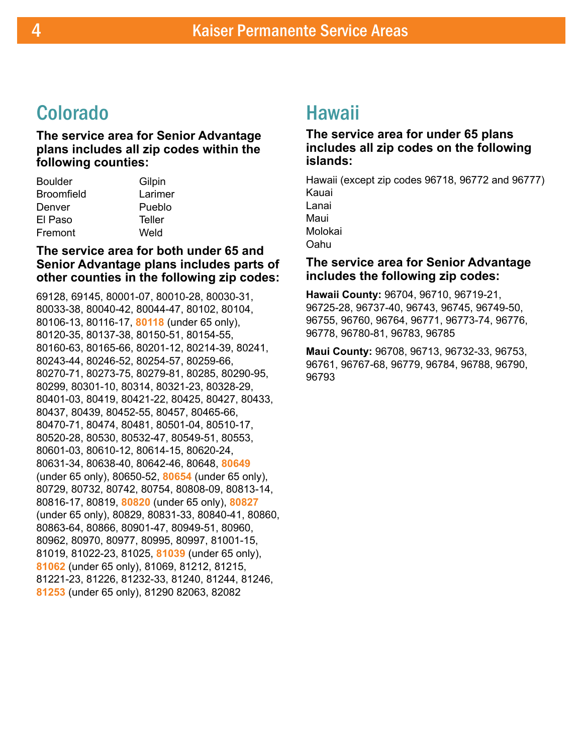## Colorado

**The service area for Senior Advantage plans includes all zip codes within the following counties:**

- Boulder
- Broomfield
- Denver
- El Paso
- Fremont
- Gilpin
- Larimer
- Pueblo
- Teller
- Weld

**The service area for both under 65 and Senior Advantage plans includes parts of other counties in the following zip codes:**

69128, 69145, 80001-07, 80010-28, 80030-31, 80033-38, 80040-42, 80044-47, 80102, 80104, 80106-13, 80116-17, **80118** (under 65 only), 80120-35, 80137-38, 80150-51, 80154-55, 80160-63, 80165-66, 80201-12, 80214-39, 80241, 80243-44, 80246-52, 80254-57, 80259-66, 80270-71, 80273-75, 80279-81, 80285, 80290-95, 80299, 80301-10, 80314, 80321-23, 80328-29, 80401-03, 80419, 80421-22, 80425, 80427, 80433, 80437, 80439, 80452-55, 80457, 80465-66, 80470-71, 80474, 80481, 80501-04, 80510-17, 80520-28, 80530, 80532-47, 80549-51, 80553, 80601-03, 80610-12, 80614-15, 80620-24, 80631-34, 80638-40, 80642-46, 80648, **80649** (under 65 only), 80650-52, **80654** (under 65 only), 80729, 80732, 80742, 80754, 80808-09, 80813-14, 80816-17, 80819, **80820** (under 65 only), **80827** (under 65 only), 80829, 80831-33, 80840-41, 80860, 80863-64, 80866, 80901-47, 80949-51, 80960, 80962, 80970, 80977, 80995, 80997, 81001-15, 81019, 81022-23, 81025, **81039** (under 65 only), **81062** (under 65 only), 81069, 81212, 81215, 81221-23, 81226, 81232-33, 81240, 81244, 81246, **81253** (under 65 only), 81290 82063, 82082

## Hawaii

**The service area for under 65 plans includes all zip codes on the following islands:**

- Hawaii (except zip codes 96718, 96772 and 96777)
- Kauai
- Lanai
- Maui
- Molokai
- Oahu

**The service area for Senior Advantage includes the following zip codes:**

**Hawaii County:** 96704, 96710, 96719-21, 96725-28, 96737-40, 96743, 96745, 96749-50, 96755, 96760, 96764, 96771, 96773-74, 96776, 96778, 96780-81, 96783, 96785

**Maui County:** 96708, 96713, 96732-33, 96753, 96761, 96767-68, 96779, 96784, 96788, 96790, 96793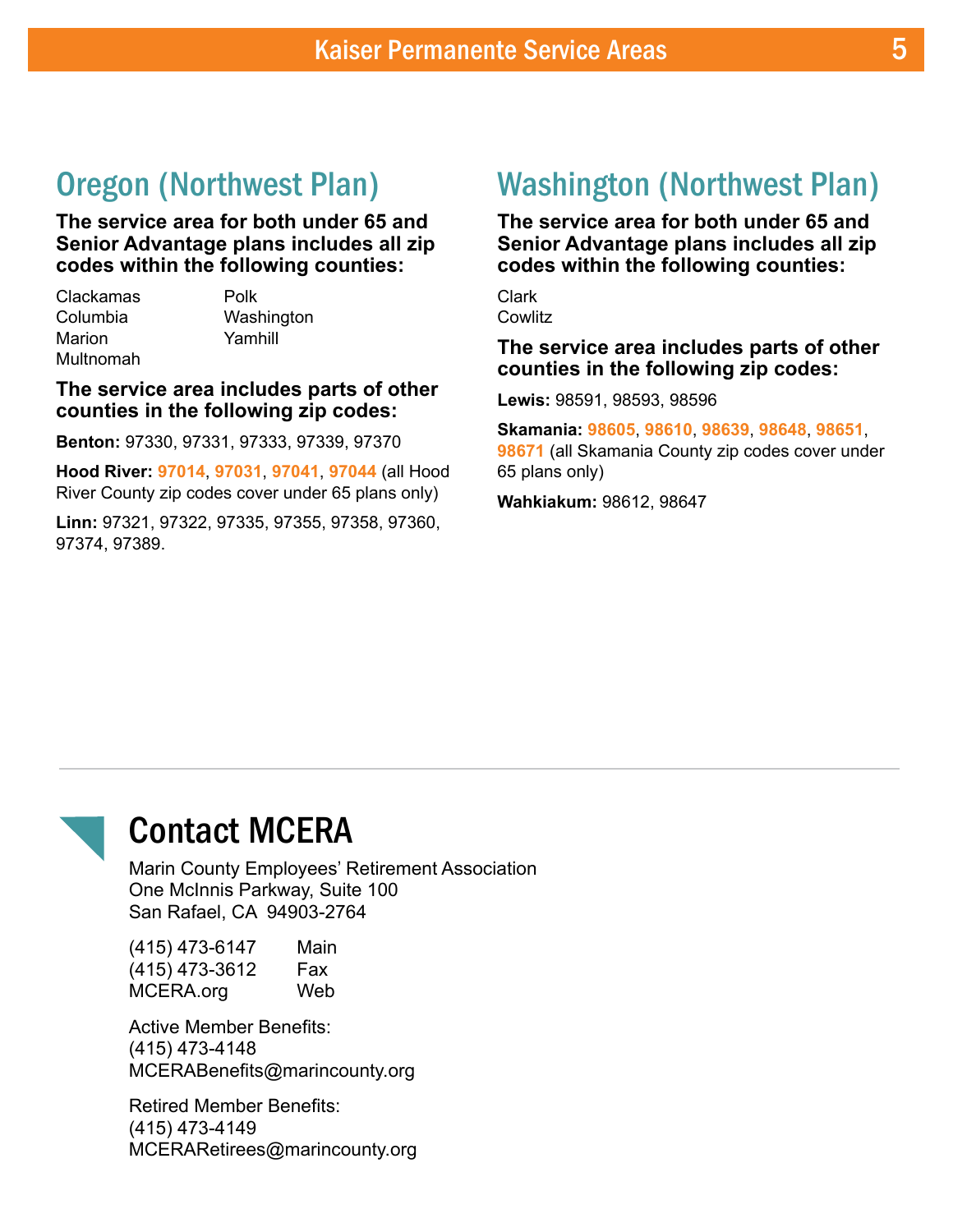# Kaiser Permanente Service Areas

## Oregon (Northwest Plan)

**The service area for both under 65 and Senior Advantage plans includes all zip codes within the following counties:**

- Clackamas
- Columbia
- Marion
- Multnomah
- Polk
- Washington
- Yamhill

**The service area includes parts of other counties in the following zip codes:**

**Benton:** 97330, 97331, 97333, 97339, 97370

**Hood River:** **97014**, **97031**, **97041**, **97044** (all Hood River County zip codes cover under 65 plans only)

**Linn:** 97321, 97322, 97335, 97355, 97358, 97360, 97374, 97389.

## Washington (Northwest Plan)

**The service area for both under 65 and Senior Advantage plans includes all zip codes within the following counties:**

- Clark
- Cowlitz

**The service area includes parts of other counties in the following zip codes:**

**Lewis:** 98591, 98593, 98596

**Skamania:** **98605**, **98610**, **98639**, **98648**, **98651**, **98671** (all Skamania County zip codes cover under 65 plans only)

**Wahkiakum:** 98612, 98647

---

## Contact MCERA

Marin County Employees' Retirement Association
One McInnis Parkway, Suite 100
San Rafael, CA 94903-2764

(415) 473-6147 Main
(415) 473-3612 Fax
MCERA.org Web

Active Member Benefits:
(415) 473-4148
MCERABenefits@marincounty.org

Retired Member Benefits:
(415) 473-4149
MCERARetirees@marincounty.org